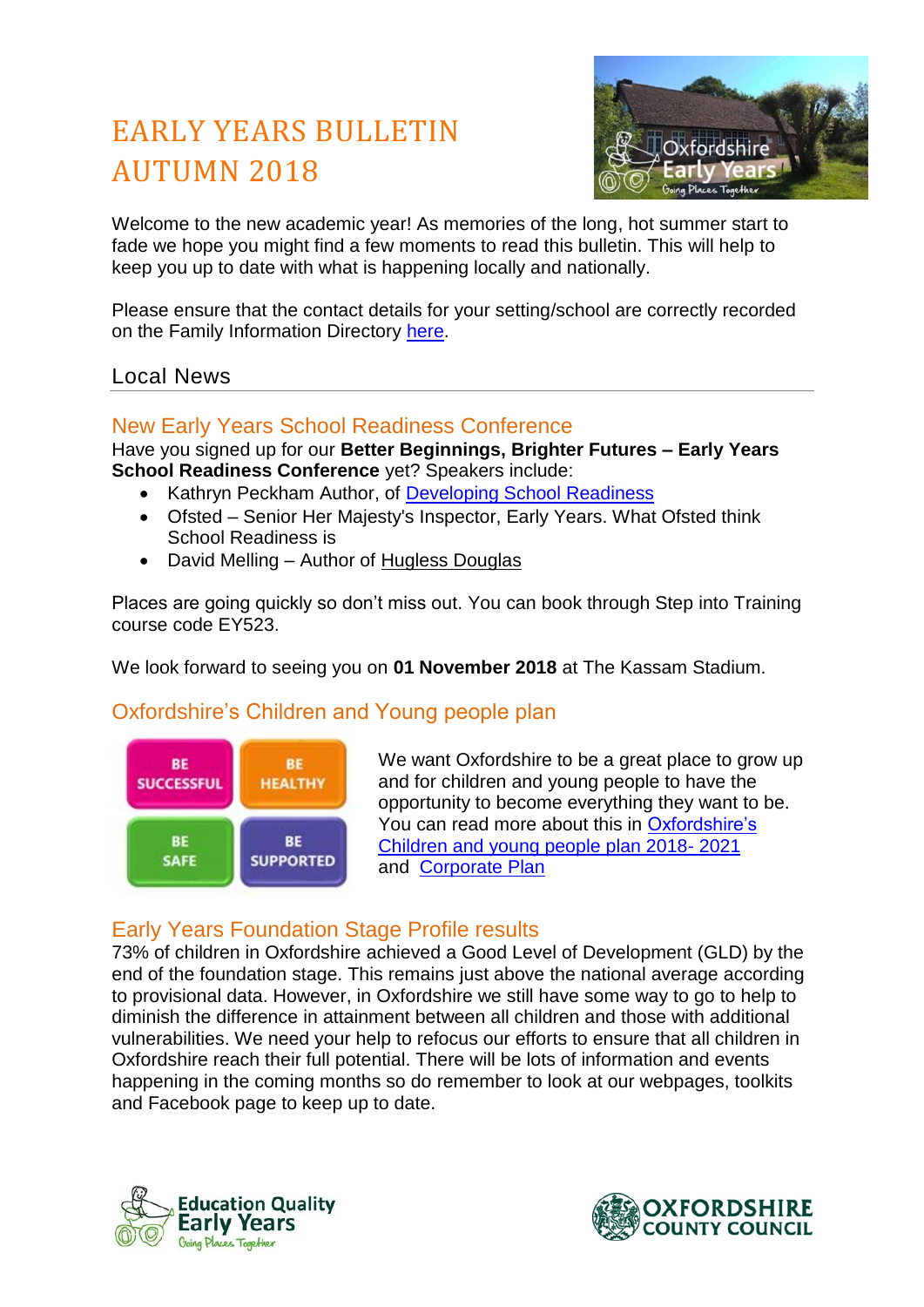# EARLY YEARS BULLETIN AUTUMN 2018

Welcome to the new academic year! As memories of the long, hot summer start to fade we hope you might find a few moments to read this bulletin. This will help to keep you up to date with what is happening locally and nationally.

Please ensure that the contact details for your setting/school are correctly recorded on the Family Information Directory here.

## Local News

### New Early Years School Readiness Conference

Have you signed up for our **Better Beginnings, Brighter Futures – Early Years School Readiness Conference** yet? Speakers include:

- Kathryn Peckham Author, of Developing School Readiness
- Ofsted – Senior Her Majesty's Inspector, Early Years. What Ofsted think School Readiness is
- David Melling – Author of Hugless Douglas

Places are going quickly so don't miss out. You can book through Step into Training course code EY523.

We look forward to seeing you on **01 November 2018** at The Kassam Stadium.

### Oxfordshire's Children and Young people plan

BE SUCCESSFUL | BE HEALTHY | BE SAFE | BE SUPPORTED

We want Oxfordshire to be a great place to grow up and for children and young people to have the opportunity to become everything they want to be. You can read more about this in Oxfordshire's Children and young people plan 2018- 2021 and Corporate Plan

### Early Years Foundation Stage Profile results

73% of children in Oxfordshire achieved a Good Level of Development (GLD) by the end of the foundation stage. This remains just above the national average according to provisional data. However, in Oxfordshire we still have some way to go to help to diminish the difference in attainment between all children and those with additional vulnerabilities. We need your help to refocus our efforts to ensure that all children in Oxfordshire reach their full potential. There will be lots of information and events happening in the coming months so do remember to look at our webpages, toolkits and Facebook page to keep up to date.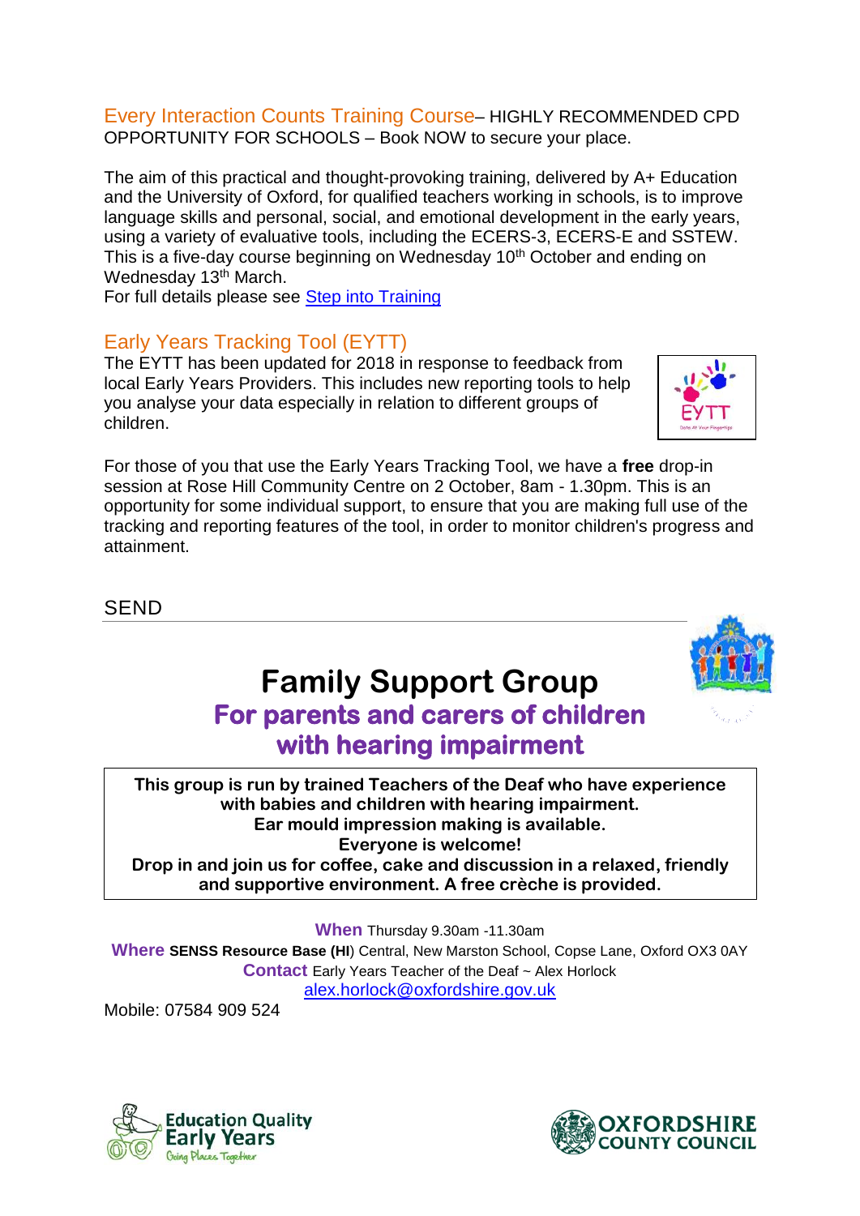## Every Interaction Counts Training Course– HIGHLY RECOMMENDED CPD OPPORTUNITY FOR SCHOOLS – Book NOW to secure your place.

The aim of this practical and thought-provoking training, delivered by A+ Education and the University of Oxford, for qualified teachers working in schools, is to improve language skills and personal, social, and emotional development in the early years, using a variety of evaluative tools, including the ECERS-3, ECERS-E and SSTEW. This is a five-day course beginning on Wednesday 10th October and ending on Wednesday 13th March.

For full details please see [Step into Training]

## Early Years Tracking Tool (EYTT)

The EYTT has been updated for 2018 in response to feedback from local Early Years Providers. This includes new reporting tools to help you analyse your data especially in relation to different groups of children.

For those of you that use the Early Years Tracking Tool, we have a **free** drop-in session at Rose Hill Community Centre on 2 October, 8am - 1.30pm. This is an opportunity for some individual support, to ensure that you are making full use of the tracking and reporting features of the tool, in order to monitor children's progress and attainment.

## SEND

# Family Support Group

### For parents and carers of children with hearing impairment

**This group is run by trained Teachers of the Deaf who have experience with babies and children with hearing impairment.**
**Ear mould impression making is available.**
**Everyone is welcome!**
**Drop in and join us for coffee, cake and discussion in a relaxed, friendly and supportive environment. A free crèche is provided.**

**When** Thursday 9.30am -11.30am

**Where** **SENSS Resource Base (HI**) Central, New Marston School, Copse Lane, Oxford OX3 0AY

**Contact** Early Years Teacher of the Deaf ~ Alex Horlock

alex.horlock@oxfordshire.gov.uk

Mobile: 07584 909 524

Education Quality Early Years — Going Places Together

Oxfordshire County Council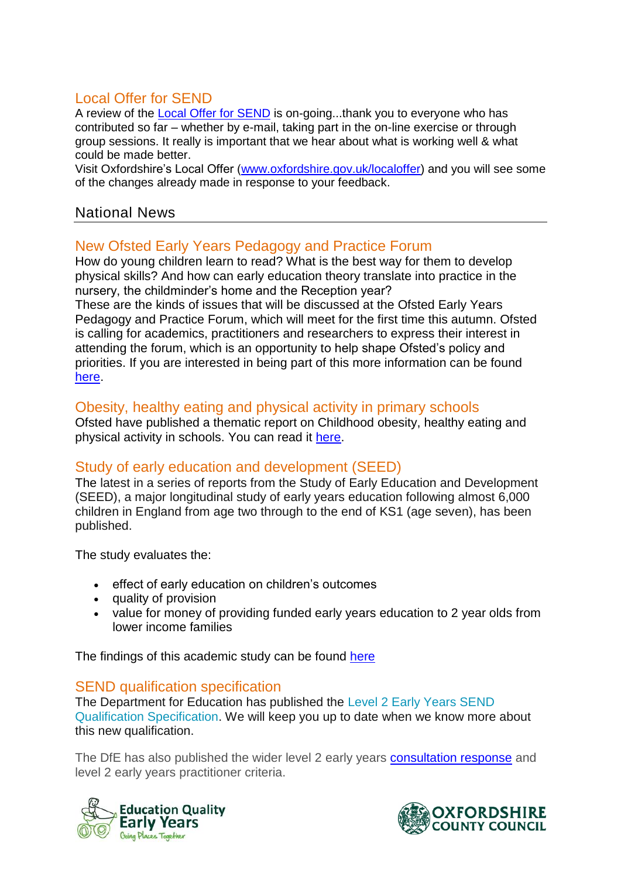### Local Offer for SEND

A review of the Local Offer for SEND is on-going...thank you to everyone who has contributed so far – whether by e-mail, taking part in the on-line exercise or through group sessions. It really is important that we hear about what is working well & what could be made better.

Visit Oxfordshire's Local Offer (www.oxfordshire.gov.uk/localoffer) and you will see some of the changes already made in response to your feedback.

## National News

### New Ofsted Early Years Pedagogy and Practice Forum

How do young children learn to read? What is the best way for them to develop physical skills? And how can early education theory translate into practice in the nursery, the childminder's home and the Reception year?

These are the kinds of issues that will be discussed at the Ofsted Early Years Pedagogy and Practice Forum, which will meet for the first time this autumn. Ofsted is calling for academics, practitioners and researchers to express their interest in attending the forum, which is an opportunity to help shape Ofsted's policy and priorities. If you are interested in being part of this more information can be found here.

### Obesity, healthy eating and physical activity in primary schools

Ofsted have published a thematic report on Childhood obesity, healthy eating and physical activity in schools. You can read it here.

### Study of early education and development (SEED)

The latest in a series of reports from the Study of Early Education and Development (SEED), a major longitudinal study of early years education following almost 6,000 children in England from age two through to the end of KS1 (age seven), has been published.

The study evaluates the:

- effect of early education on children's outcomes
- quality of provision
- value for money of providing funded early years education to 2 year olds from lower income families

The findings of this academic study can be found here

### SEND qualification specification

The Department for Education has published the Level 2 Early Years SEND Qualification Specification. We will keep you up to date when we know more about this new qualification.

The DfE has also published the wider level 2 early years consultation response and level 2 early years practitioner criteria.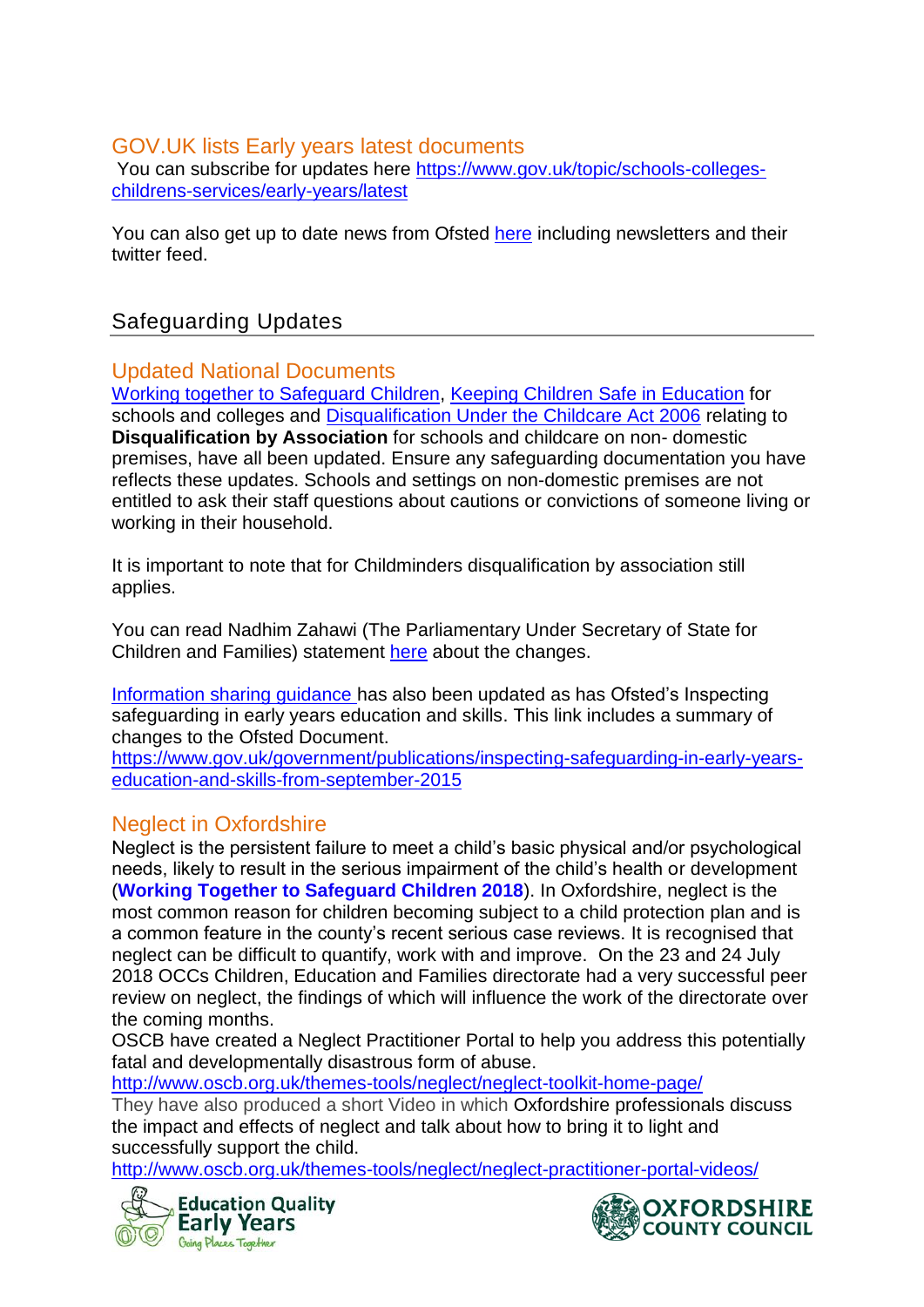### GOV.UK lists Early years latest documents

You can subscribe for updates here https://www.gov.uk/topic/schools-colleges-childrens-services/early-years/latest

You can also get up to date news from Ofsted here including newsletters and their twitter feed.

## Safeguarding Updates

### Updated National Documents

Working together to Safeguard Children, Keeping Children Safe in Education for schools and colleges and Disqualification Under the Childcare Act 2006 relating to **Disqualification by Association** for schools and childcare on non- domestic premises, have all been updated. Ensure any safeguarding documentation you have reflects these updates. Schools and settings on non-domestic premises are not entitled to ask their staff questions about cautions or convictions of someone living or working in their household.

It is important to note that for Childminders disqualification by association still applies.

You can read Nadhim Zahawi (The Parliamentary Under Secretary of State for Children and Families) statement here about the changes.

Information sharing guidance has also been updated as has Ofsted's Inspecting safeguarding in early years education and skills. This link includes a summary of changes to the Ofsted Document.
https://www.gov.uk/government/publications/inspecting-safeguarding-in-early-years-education-and-skills-from-september-2015

### Neglect in Oxfordshire

Neglect is the persistent failure to meet a child's basic physical and/or psychological needs, likely to result in the serious impairment of the child's health or development (**Working Together to Safeguard Children 2018**). In Oxfordshire, neglect is the most common reason for children becoming subject to a child protection plan and is a common feature in the county's recent serious case reviews. It is recognised that neglect can be difficult to quantify, work with and improve. On the 23 and 24 July 2018 OCCs Children, Education and Families directorate had a very successful peer review on neglect, the findings of which will influence the work of the directorate over the coming months.
OSCB have created a Neglect Practitioner Portal to help you address this potentially fatal and developmentally disastrous form of abuse.
http://www.oscb.org.uk/themes-tools/neglect/neglect-toolkit-home-page/
They have also produced a short Video in which Oxfordshire professionals discuss the impact and effects of neglect and talk about how to bring it to light and successfully support the child.
http://www.oscb.org.uk/themes-tools/neglect/neglect-practitioner-portal-videos/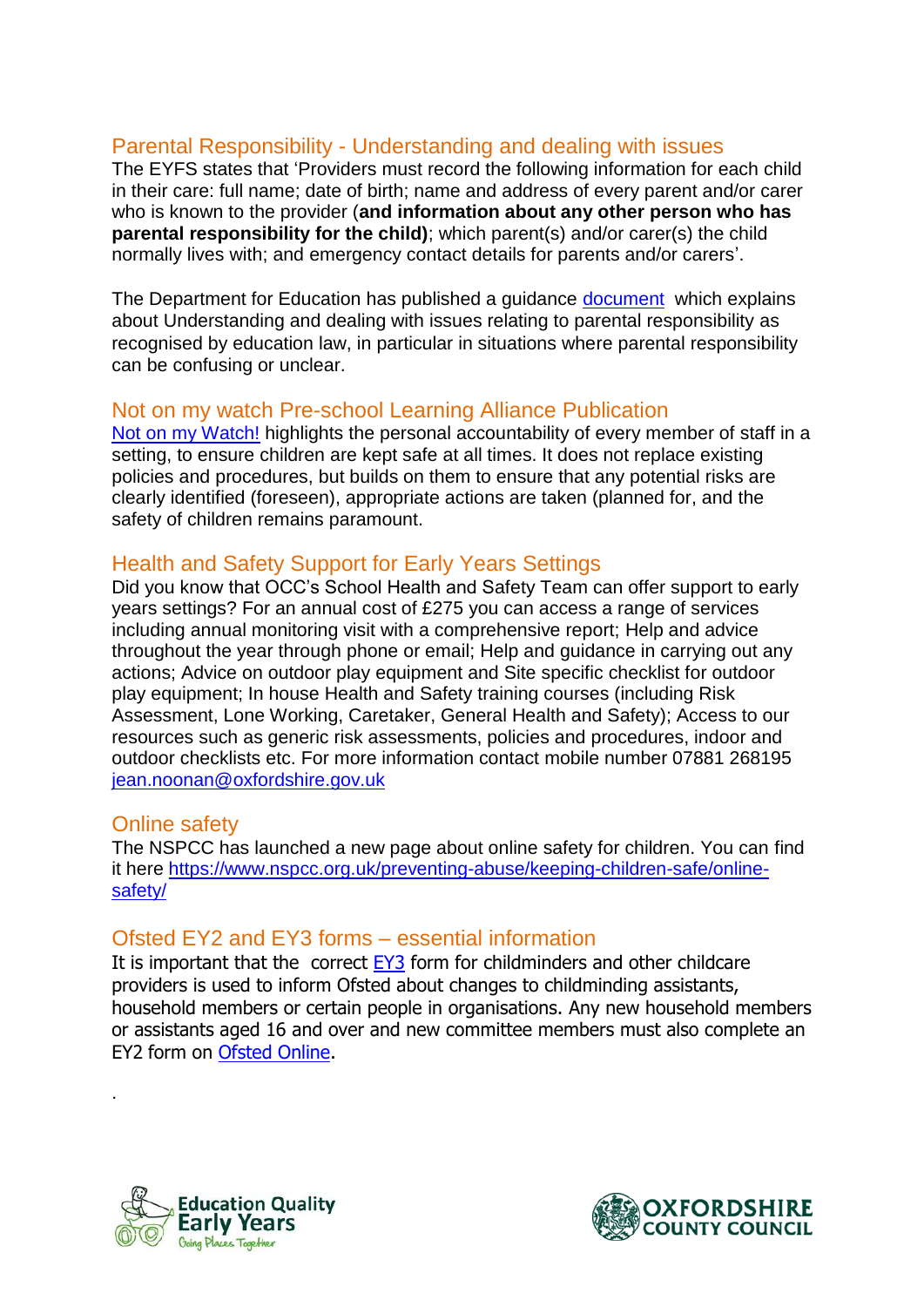## Parental Responsibility - Understanding and dealing with issues

The EYFS states that 'Providers must record the following information for each child in their care: full name; date of birth; name and address of every parent and/or carer who is known to the provider (**and information about any other person who has parental responsibility for the child)**; which parent(s) and/or carer(s) the child normally lives with; and emergency contact details for parents and/or carers'.

The Department for Education has published a guidance document which explains about Understanding and dealing with issues relating to parental responsibility as recognised by education law, in particular in situations where parental responsibility can be confusing or unclear.

## Not on my watch Pre-school Learning Alliance Publication

Not on my Watch! highlights the personal accountability of every member of staff in a setting, to ensure children are kept safe at all times. It does not replace existing policies and procedures, but builds on them to ensure that any potential risks are clearly identified (foreseen), appropriate actions are taken (planned for, and the safety of children remains paramount.

## Health and Safety Support for Early Years Settings

Did you know that OCC's School Health and Safety Team can offer support to early years settings? For an annual cost of £275 you can access a range of services including annual monitoring visit with a comprehensive report; Help and advice throughout the year through phone or email; Help and guidance in carrying out any actions; Advice on outdoor play equipment and Site specific checklist for outdoor play equipment; In house Health and Safety training courses (including Risk Assessment, Lone Working, Caretaker, General Health and Safety); Access to our resources such as generic risk assessments, policies and procedures, indoor and outdoor checklists etc. For more information contact mobile number 07881 268195 jean.noonan@oxfordshire.gov.uk

## Online safety

The NSPCC has launched a new page about online safety for children. You can find it here https://www.nspcc.org.uk/preventing-abuse/keeping-children-safe/online-safety/

## Ofsted EY2 and EY3 forms – essential information

It is important that the correct EY3 form for childminders and other childcare providers is used to inform Ofsted about changes to childminding assistants, household members or certain people in organisations. Any new household members or assistants aged 16 and over and new committee members must also complete an EY2 form on Ofsted Online.

.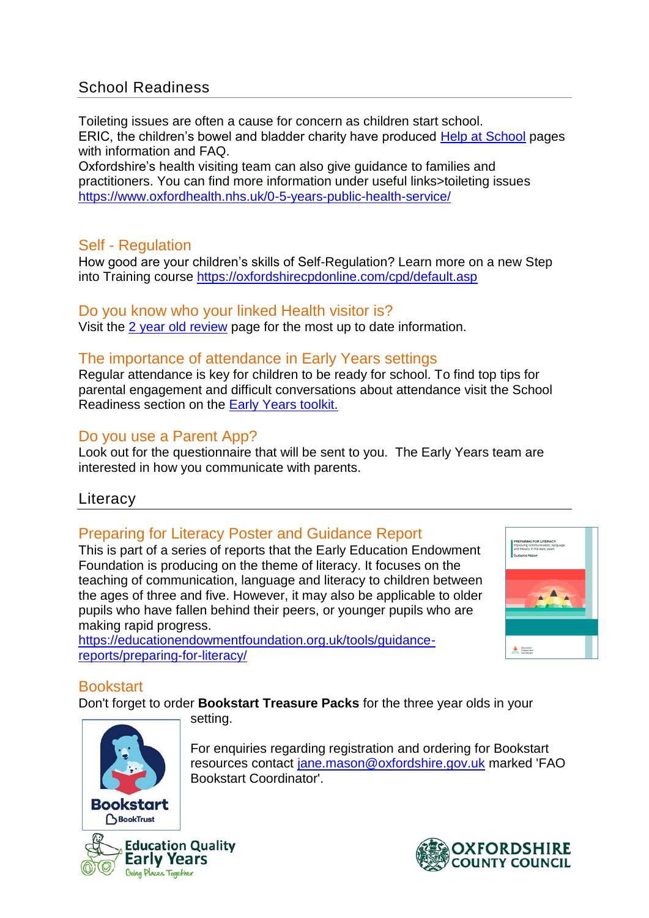## School Readiness

Toileting issues are often a cause for concern as children start school.
ERIC, the children's bowel and bladder charity have produced [Help at School] pages with information and FAQ.
Oxfordshire's health visiting team can also give guidance to families and practitioners. You can find more information under useful links>toileting issues https://www.oxfordhealth.nhs.uk/0-5-years-public-health-service/

### Self - Regulation

How good are your children's skills of Self-Regulation? Learn more on a new Step into Training course https://oxfordshirecpdonline.com/cpd/default.asp

### Do you know who your linked Health visitor is?

Visit the 2 year old review page for the most up to date information.

### The importance of attendance in Early Years settings

Regular attendance is key for children to be ready for school. To find top tips for parental engagement and difficult conversations about attendance visit the School Readiness section on the Early Years toolkit.

### Do you use a Parent App?

Look out for the questionnaire that will be sent to you. The Early Years team are interested in how you communicate with parents.

## Literacy

### Preparing for Literacy Poster and Guidance Report

This is part of a series of reports that the Early Education Endowment Foundation is producing on the theme of literacy. It focuses on the teaching of communication, language and literacy to children between the ages of three and five. However, it may also be applicable to older pupils who have fallen behind their peers, or younger pupils who are making rapid progress.
https://educationendowmentfoundation.org.uk/tools/guidance-reports/preparing-for-literacy/

### Bookstart

Don't forget to order **Bookstart Treasure Packs** for the three year olds in your setting.

For enquiries regarding registration and ordering for Bookstart resources contact jane.mason@oxfordshire.gov.uk marked 'FAO Bookstart Coordinator'.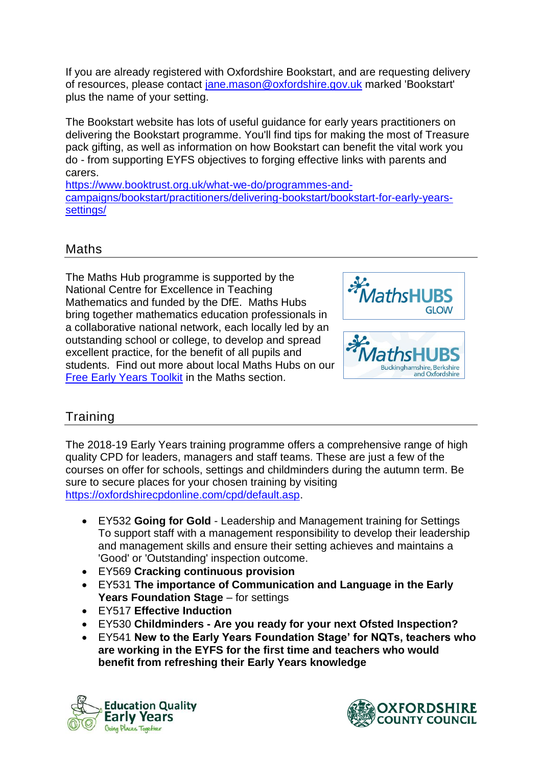If you are already registered with Oxfordshire Bookstart, and are requesting delivery of resources, please contact jane.mason@oxfordshire.gov.uk marked 'Bookstart' plus the name of your setting.

The Bookstart website has lots of useful guidance for early years practitioners on delivering the Bookstart programme. You'll find tips for making the most of Treasure pack gifting, as well as information on how Bookstart can benefit the vital work you do - from supporting EYFS objectives to forging effective links with parents and carers.
https://www.booktrust.org.uk/what-we-do/programmes-and-campaigns/bookstart/practitioners/delivering-bookstart/bookstart-for-early-years-settings/

## Maths

The Maths Hub programme is supported by the National Centre for Excellence in Teaching Mathematics and funded by the DfE. Maths Hubs bring together mathematics education professionals in a collaborative national network, each locally led by an outstanding school or college, to develop and spread excellent practice, for the benefit of all pupils and students. Find out more about local Maths Hubs on our Free Early Years Toolkit in the Maths section.

## Training

The 2018-19 Early Years training programme offers a comprehensive range of high quality CPD for leaders, managers and staff teams. These are just a few of the courses on offer for schools, settings and childminders during the autumn term. Be sure to secure places for your chosen training by visiting https://oxfordshirecpdonline.com/cpd/default.asp.

- EY532 **Going for Gold** - Leadership and Management training for Settings To support staff with a management responsibility to develop their leadership and management skills and ensure their setting achieves and maintains a 'Good' or 'Outstanding' inspection outcome.
- EY569 **Cracking continuous provision**
- EY531 **The importance of Communication and Language in the Early Years Foundation Stage** – for settings
- EY517 **Effective Induction**
- EY530 **Childminders - Are you ready for your next Ofsted Inspection?**
- EY541 **New to the Early Years Foundation Stage' for NQTs, teachers who are working in the EYFS for the first time and teachers who would benefit from refreshing their Early Years knowledge**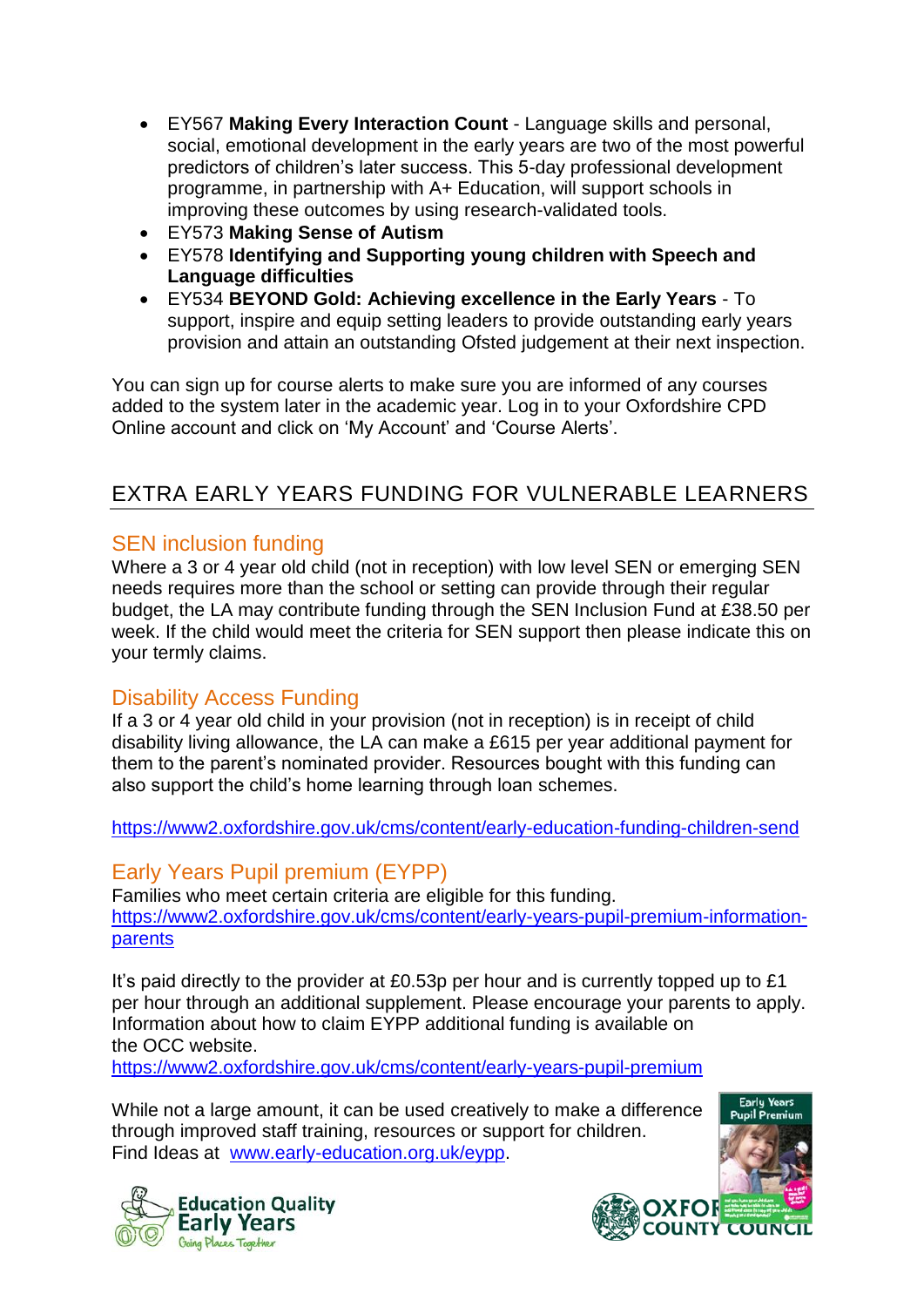- EY567 **Making Every Interaction Count** - Language skills and personal, social, emotional development in the early years are two of the most powerful predictors of children's later success. This 5-day professional development programme, in partnership with A+ Education, will support schools in improving these outcomes by using research-validated tools.
- EY573 **Making Sense of Autism**
- EY578 **Identifying and Supporting young children with Speech and Language difficulties**
- EY534 **BEYOND Gold: Achieving excellence in the Early Years** - To support, inspire and equip setting leaders to provide outstanding early years provision and attain an outstanding Ofsted judgement at their next inspection.

You can sign up for course alerts to make sure you are informed of any courses added to the system later in the academic year. Log in to your Oxfordshire CPD Online account and click on 'My Account' and 'Course Alerts'.

## EXTRA EARLY YEARS FUNDING FOR VULNERABLE LEARNERS

### SEN inclusion funding

Where a 3 or 4 year old child (not in reception) with low level SEN or emerging SEN needs requires more than the school or setting can provide through their regular budget, the LA may contribute funding through the SEN Inclusion Fund at £38.50 per week. If the child would meet the criteria for SEN support then please indicate this on your termly claims.

### Disability Access Funding

If a 3 or 4 year old child in your provision (not in reception) is in receipt of child disability living allowance, the LA can make a £615 per year additional payment for them to the parent's nominated provider. Resources bought with this funding can also support the child's home learning through loan schemes.

https://www2.oxfordshire.gov.uk/cms/content/early-education-funding-children-send

### Early Years Pupil premium (EYPP)

Families who meet certain criteria are eligible for this funding.
https://www2.oxfordshire.gov.uk/cms/content/early-years-pupil-premium-information-parents

It's paid directly to the provider at £0.53p per hour and is currently topped up to £1 per hour through an additional supplement. Please encourage your parents to apply. Information about how to claim EYPP additional funding is available on the OCC website.
https://www2.oxfordshire.gov.uk/cms/content/early-years-pupil-premium

While not a large amount, it can be used creatively to make a difference through improved staff training, resources or support for children.
Find Ideas at www.early-education.org.uk/eypp.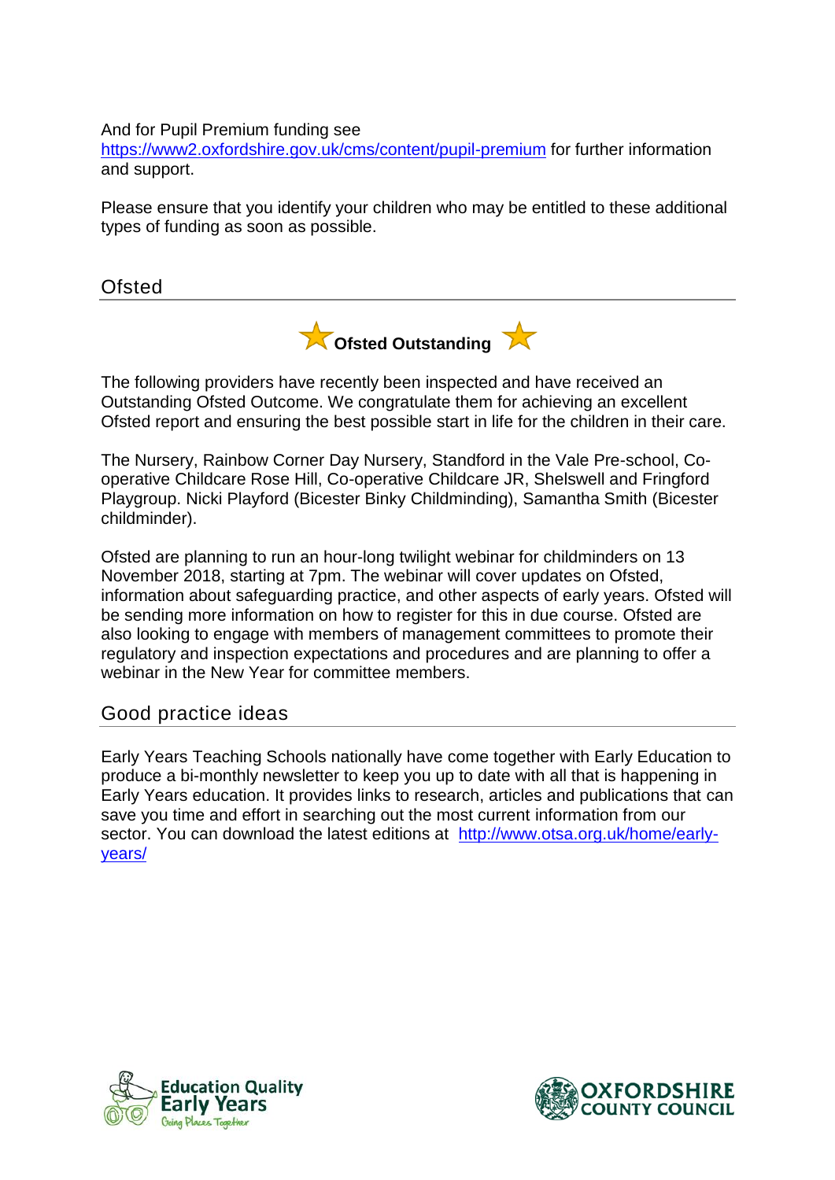And for Pupil Premium funding see https://www2.oxfordshire.gov.uk/cms/content/pupil-premium for further information and support.

Please ensure that you identify your children who may be entitled to these additional types of funding as soon as possible.

## Ofsted

**Ofsted Outstanding**

The following providers have recently been inspected and have received an Outstanding Ofsted Outcome. We congratulate them for achieving an excellent Ofsted report and ensuring the best possible start in life for the children in their care.

The Nursery, Rainbow Corner Day Nursery, Standford in the Vale Pre-school, Co-operative Childcare Rose Hill, Co-operative Childcare JR, Shelswell and Fringford Playgroup. Nicki Playford (Bicester Binky Childminding), Samantha Smith (Bicester childminder).

Ofsted are planning to run an hour-long twilight webinar for childminders on 13 November 2018, starting at 7pm. The webinar will cover updates on Ofsted, information about safeguarding practice, and other aspects of early years. Ofsted will be sending more information on how to register for this in due course. Ofsted are also looking to engage with members of management committees to promote their regulatory and inspection expectations and procedures and are planning to offer a webinar in the New Year for committee members.

## Good practice ideas

Early Years Teaching Schools nationally have come together with Early Education to produce a bi-monthly newsletter to keep you up to date with all that is happening in Early Years education. It provides links to research, articles and publications that can save you time and effort in searching out the most current information from our sector. You can download the latest editions at http://www.otsa.org.uk/home/early-years/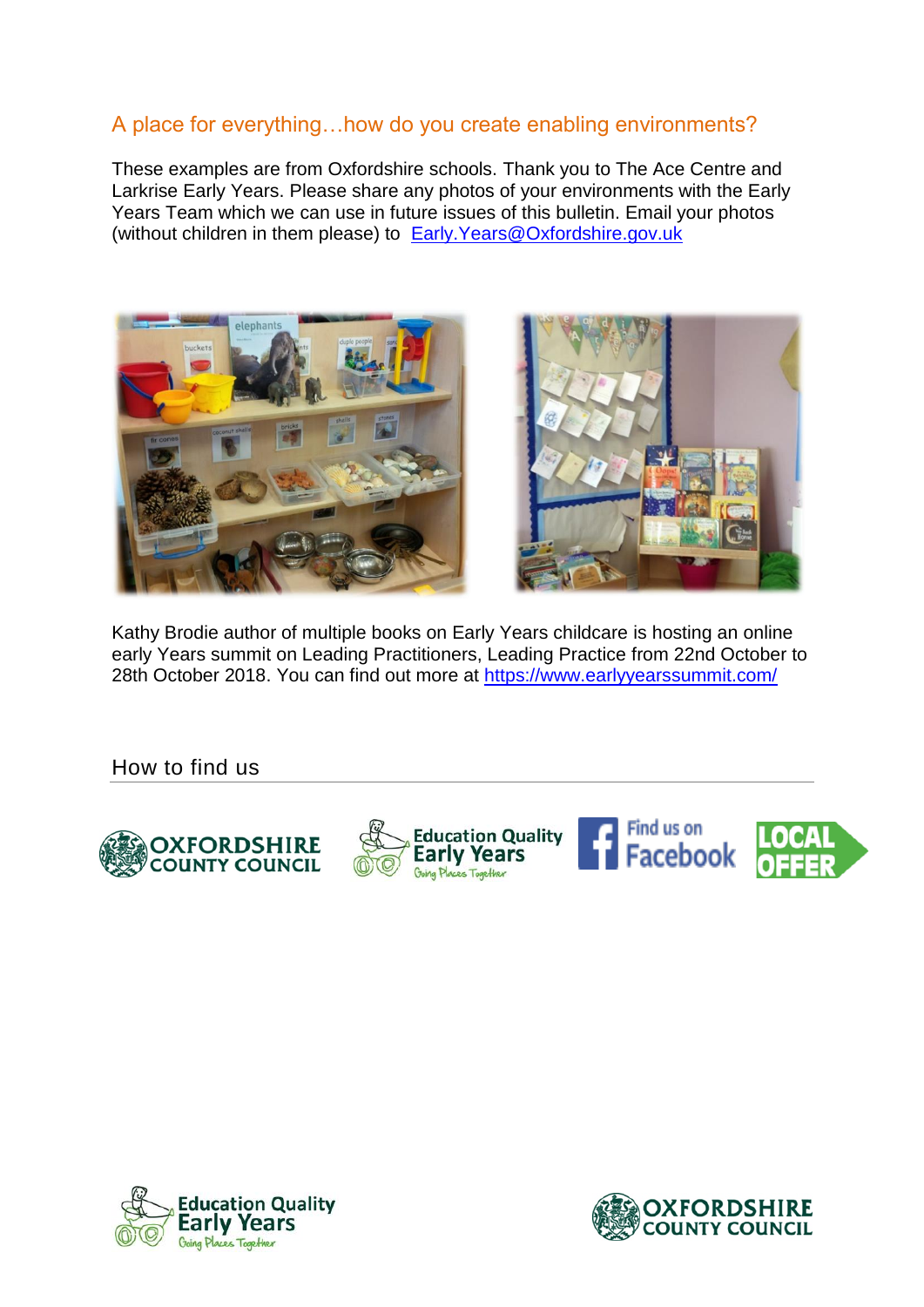## A place for everything…how do you create enabling environments?

These examples are from Oxfordshire schools. Thank you to The Ace Centre and Larkrise Early Years. Please share any photos of your environments with the Early Years Team which we can use in future issues of this bulletin. Email your photos (without children in them please) to Early.Years@Oxfordshire.gov.uk

Kathy Brodie author of multiple books on Early Years childcare is hosting an online early Years summit on Leading Practitioners, Leading Practice from 22nd October to 28th October 2018. You can find out more at https://www.earlyyearssummit.com/

## How to find us